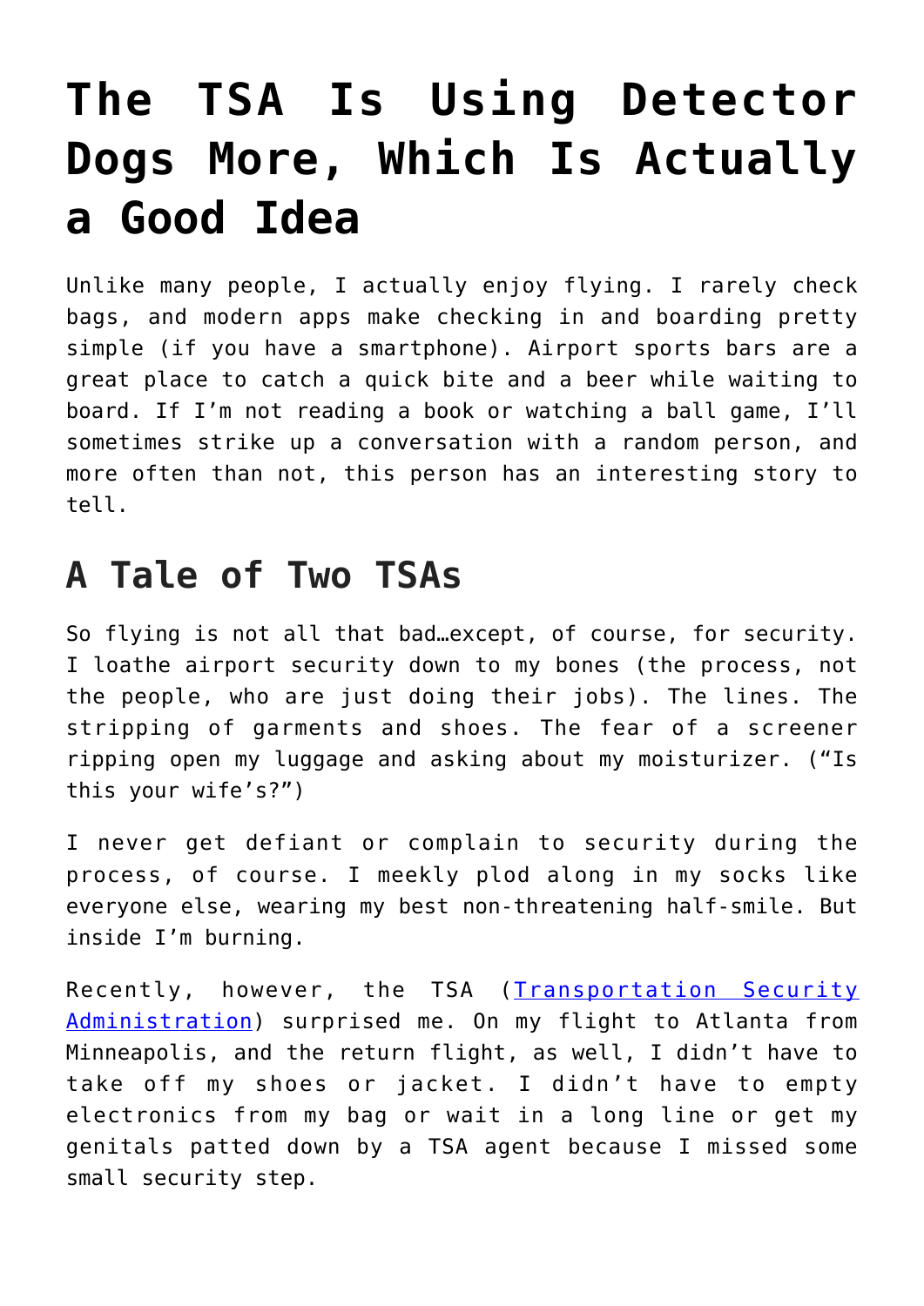# The TSA Is Using Detector Dogs More, Which Is Actually a Good Idea

Unlike many people, I actually enjoy flying. I rarely check bags, and modern apps make checking in and boarding pretty simple (if you have a smartphone). Airport sports bars are a great place to catch a quick bite and a beer while waiting to board. If I'm not reading a book or watching a ball game, I'll sometimes strike up a conversation with a random person, and more often than not, this person has an interesting story to tell.

## A Tale of Two TSAs

So flying is not all that bad…except, of course, for security. I loathe airport security down to my bones (the process, not the people, who are just doing their jobs). The lines. The stripping of garments and shoes. The fear of a screener ripping open my luggage and asking about my moisturizer. ("Is this your wife's?")

I never get defiant or complain to security during the process, of course. I meekly plod along in my socks like everyone else, wearing my best non-threatening half-smile. But inside I'm burning.

Recently, however, the TSA (Transportation Security Administration) surprised me. On my flight to Atlanta from Minneapolis, and the return flight, as well, I didn't have to take off my shoes or jacket. I didn't have to empty electronics from my bag or wait in a long line or get my genitals patted down by a TSA agent because I missed some small security step.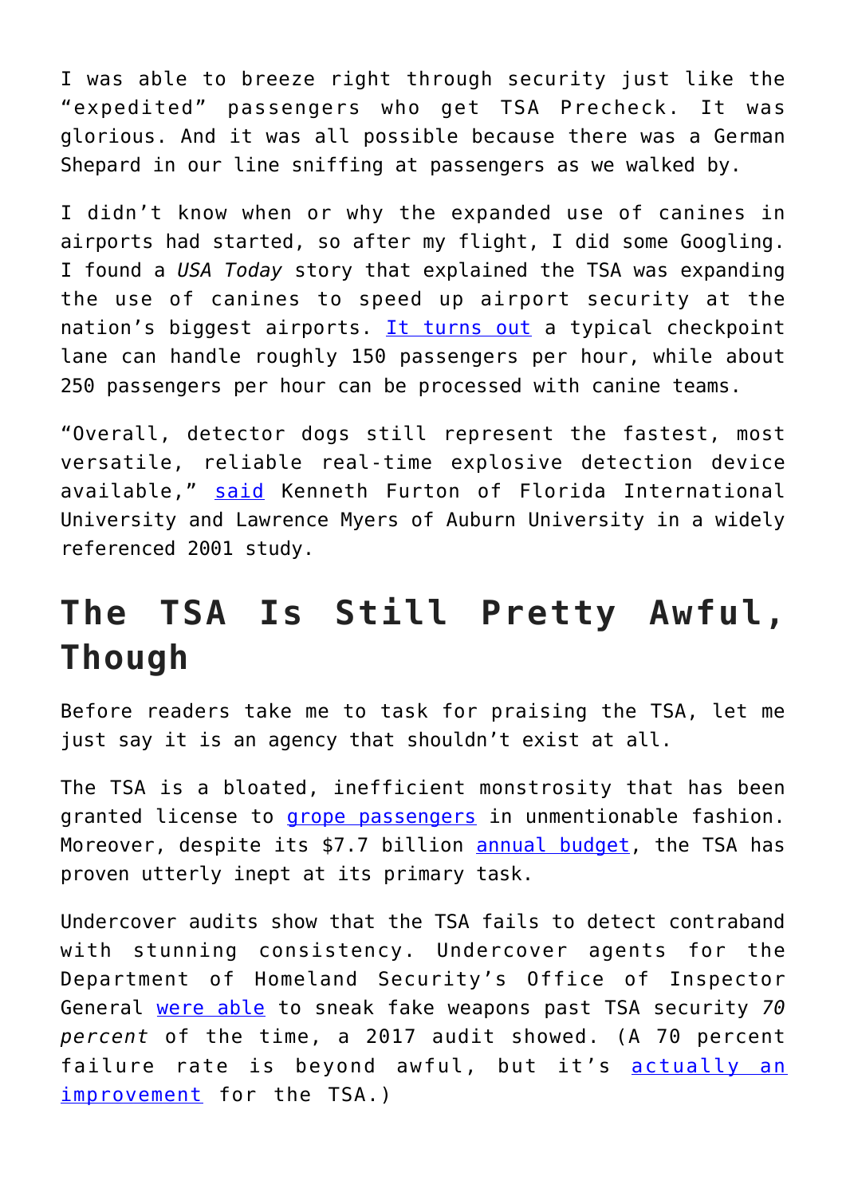I was able to breeze right through security just like the "expedited" passengers who get TSA Precheck. It was glorious. And it was all possible because there was a German Shepard in our line sniffing at passengers as we walked by.

I didn't know when or why the expanded use of canines in airports had started, so after my flight, I did some Googling. I found a *USA Today* story that explained the TSA was expanding the use of canines to speed up airport security at the nation's biggest airports. It turns out a typical checkpoint lane can handle roughly 150 passengers per hour, while about 250 passengers per hour can be processed with canine teams.

"Overall, detector dogs still represent the fastest, most versatile, reliable real-time explosive detection device available," said Kenneth Furton of Florida International University and Lawrence Myers of Auburn University in a widely referenced 2001 study.

## The TSA Is Still Pretty Awful, Though

Before readers take me to task for praising the TSA, let me just say it is an agency that shouldn't exist at all.

The TSA is a bloated, inefficient monstrosity that has been granted license to grope passengers in unmentionable fashion. Moreover, despite its $7.7 billion annual budget, the TSA has proven utterly inept at its primary task.

Undercover audits show that the TSA fails to detect contraband with stunning consistency. Undercover agents for the Department of Homeland Security's Office of Inspector General were able to sneak fake weapons past TSA security *70 percent* of the time, a 2017 audit showed. (A 70 percent failure rate is beyond awful, but it's actually an improvement for the TSA.)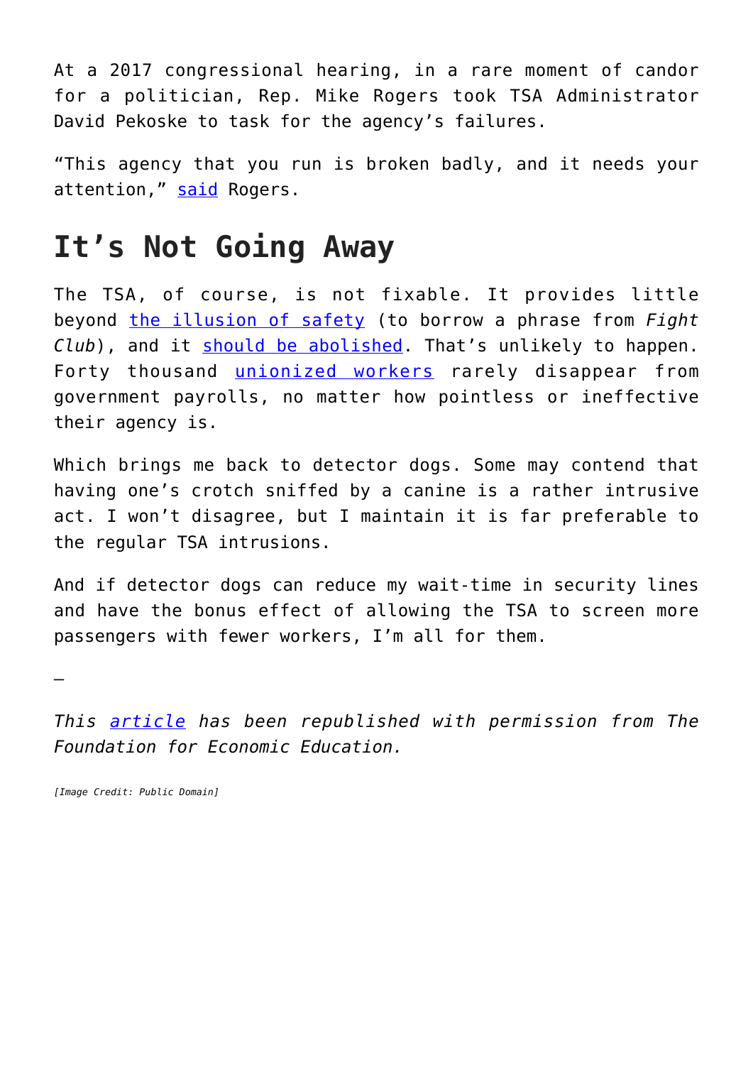At a 2017 congressional hearing, in a rare moment of candor for a politician, Rep. Mike Rogers took TSA Administrator David Pekoske to task for the agency's failures.

"This agency that you run is broken badly, and it needs your attention," said Rogers.

## It's Not Going Away

The TSA, of course, is not fixable. It provides little beyond the illusion of safety (to borrow a phrase from *Fight Club*), and it should be abolished. That's unlikely to happen. Forty thousand unionized workers rarely disappear from government payrolls, no matter how pointless or ineffective their agency is.

Which brings me back to detector dogs. Some may contend that having one's crotch sniffed by a canine is a rather intrusive act. I won't disagree, but I maintain it is far preferable to the regular TSA intrusions.

And if detector dogs can reduce my wait-time in security lines and have the bonus effect of allowing the TSA to screen more passengers with fewer workers, I'm all for them.

—

*This article has been republished with permission from The Foundation for Economic Education.*

*[Image Credit: Public Domain]*